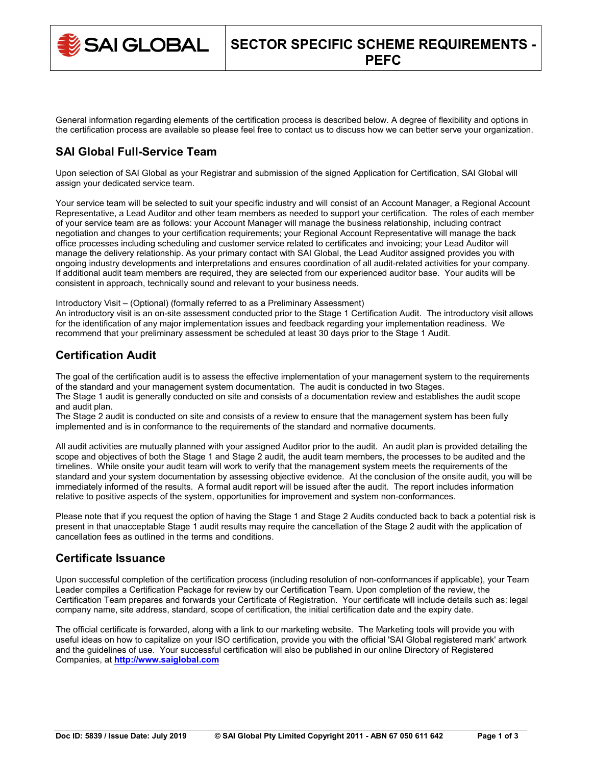# SECTOR SPECIFIC SCHEME REQUIREMENTS - PEFC

General information regarding elements of the certification process is described below. A degree of flexibility and options in the certification process are available so please feel free to contact us to discuss how we can better serve your organization.

## SAI Global Full-Service Team

Upon selection of SAI Global as your Registrar and submission of the signed Application for Certification, SAI Global will assign your dedicated service team.

Your service team will be selected to suit your specific industry and will consist of an Account Manager, a Regional Account Representative, a Lead Auditor and other team members as needed to support your certification. The roles of each member of your service team are as follows: your Account Manager will manage the business relationship, including contract negotiation and changes to your certification requirements; your Regional Account Representative will manage the back office processes including scheduling and customer service related to certificates and invoicing; your Lead Auditor will manage the delivery relationship. As your primary contact with SAI Global, the Lead Auditor assigned provides you with ongoing industry developments and interpretations and ensures coordination of all audit-related activities for your company. If additional audit team members are required, they are selected from our experienced auditor base. Your audits will be consistent in approach, technically sound and relevant to your business needs.

Introductory Visit – (Optional) (formally referred to as a Preliminary Assessment)
An introductory visit is an on-site assessment conducted prior to the Stage 1 Certification Audit. The introductory visit allows for the identification of any major implementation issues and feedback regarding your implementation readiness. We recommend that your preliminary assessment be scheduled at least 30 days prior to the Stage 1 Audit.

## Certification Audit

The goal of the certification audit is to assess the effective implementation of your management system to the requirements of the standard and your management system documentation. The audit is conducted in two Stages.
The Stage 1 audit is generally conducted on site and consists of a documentation review and establishes the audit scope and audit plan.
The Stage 2 audit is conducted on site and consists of a review to ensure that the management system has been fully implemented and is in conformance to the requirements of the standard and normative documents.

All audit activities are mutually planned with your assigned Auditor prior to the audit. An audit plan is provided detailing the scope and objectives of both the Stage 1 and Stage 2 audit, the audit team members, the processes to be audited and the timelines. While onsite your audit team will work to verify that the management system meets the requirements of the standard and your system documentation by assessing objective evidence. At the conclusion of the onsite audit, you will be immediately informed of the results. A formal audit report will be issued after the audit. The report includes information relative to positive aspects of the system, opportunities for improvement and system non-conformances.

Please note that if you request the option of having the Stage 1 and Stage 2 Audits conducted back to back a potential risk is present in that unacceptable Stage 1 audit results may require the cancellation of the Stage 2 audit with the application of cancellation fees as outlined in the terms and conditions.

## Certificate Issuance

Upon successful completion of the certification process (including resolution of non-conformances if applicable), your Team Leader compiles a Certification Package for review by our Certification Team. Upon completion of the review, the Certification Team prepares and forwards your Certificate of Registration. Your certificate will include details such as: legal company name, site address, standard, scope of certification, the initial certification date and the expiry date.

The official certificate is forwarded, along with a link to our marketing website. The Marketing tools will provide you with useful ideas on how to capitalize on your ISO certification, provide you with the official 'SAI Global registered mark' artwork and the guidelines of use. Your successful certification will also be published in our online Directory of Registered Companies, at **http://www.saiglobal.com**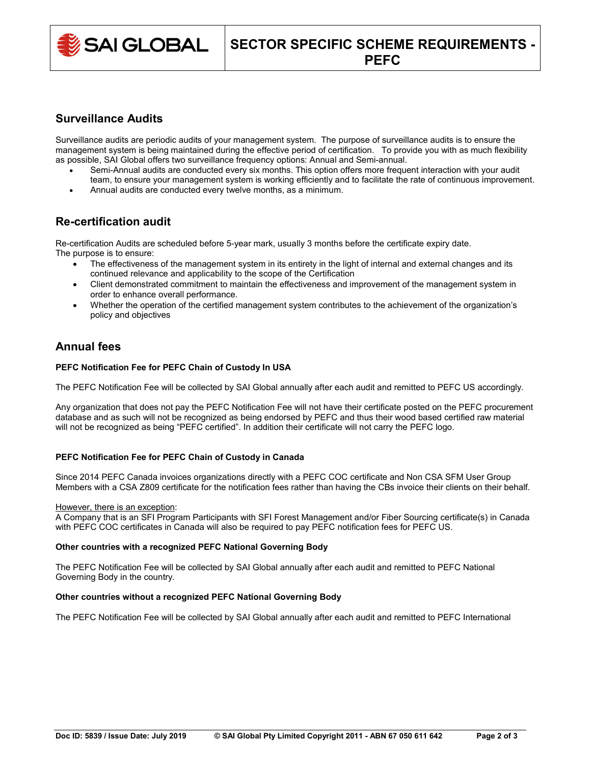## Surveillance Audits

Surveillance audits are periodic audits of your management system. The purpose of surveillance audits is to ensure the management system is being maintained during the effective period of certification. To provide you with as much flexibility as possible, SAI Global offers two surveillance frequency options: Annual and Semi-annual.

- Semi-Annual audits are conducted every six months. This option offers more frequent interaction with your audit team, to ensure your management system is working efficiently and to facilitate the rate of continuous improvement.
- Annual audits are conducted every twelve months, as a minimum.

## Re-certification audit

Re-certification Audits are scheduled before 5-year mark, usually 3 months before the certificate expiry date.
The purpose is to ensure:

- The effectiveness of the management system in its entirety in the light of internal and external changes and its continued relevance and applicability to the scope of the Certification
- Client demonstrated commitment to maintain the effectiveness and improvement of the management system in order to enhance overall performance.
- Whether the operation of the certified management system contributes to the achievement of the organization's policy and objectives

## Annual fees

**PEFC Notification Fee for PEFC Chain of Custody In USA**

The PEFC Notification Fee will be collected by SAI Global annually after each audit and remitted to PEFC US accordingly.

Any organization that does not pay the PEFC Notification Fee will not have their certificate posted on the PEFC procurement database and as such will not be recognized as being endorsed by PEFC and thus their wood based certified raw material will not be recognized as being "PEFC certified". In addition their certificate will not carry the PEFC logo.

**PEFC Notification Fee for PEFC Chain of Custody in Canada**

Since 2014 PEFC Canada invoices organizations directly with a PEFC COC certificate and Non CSA SFM User Group Members with a CSA Z809 certificate for the notification fees rather than having the CBs invoice their clients on their behalf.

<u>However, there is an exception</u>:
A Company that is an SFI Program Participants with SFI Forest Management and/or Fiber Sourcing certificate(s) in Canada with PEFC COC certificates in Canada will also be required to pay PEFC notification fees for PEFC US.

**Other countries with a recognized PEFC National Governing Body**

The PEFC Notification Fee will be collected by SAI Global annually after each audit and remitted to PEFC National Governing Body in the country.

**Other countries without a recognized PEFC National Governing Body**

The PEFC Notification Fee will be collected by SAI Global annually after each audit and remitted to PEFC International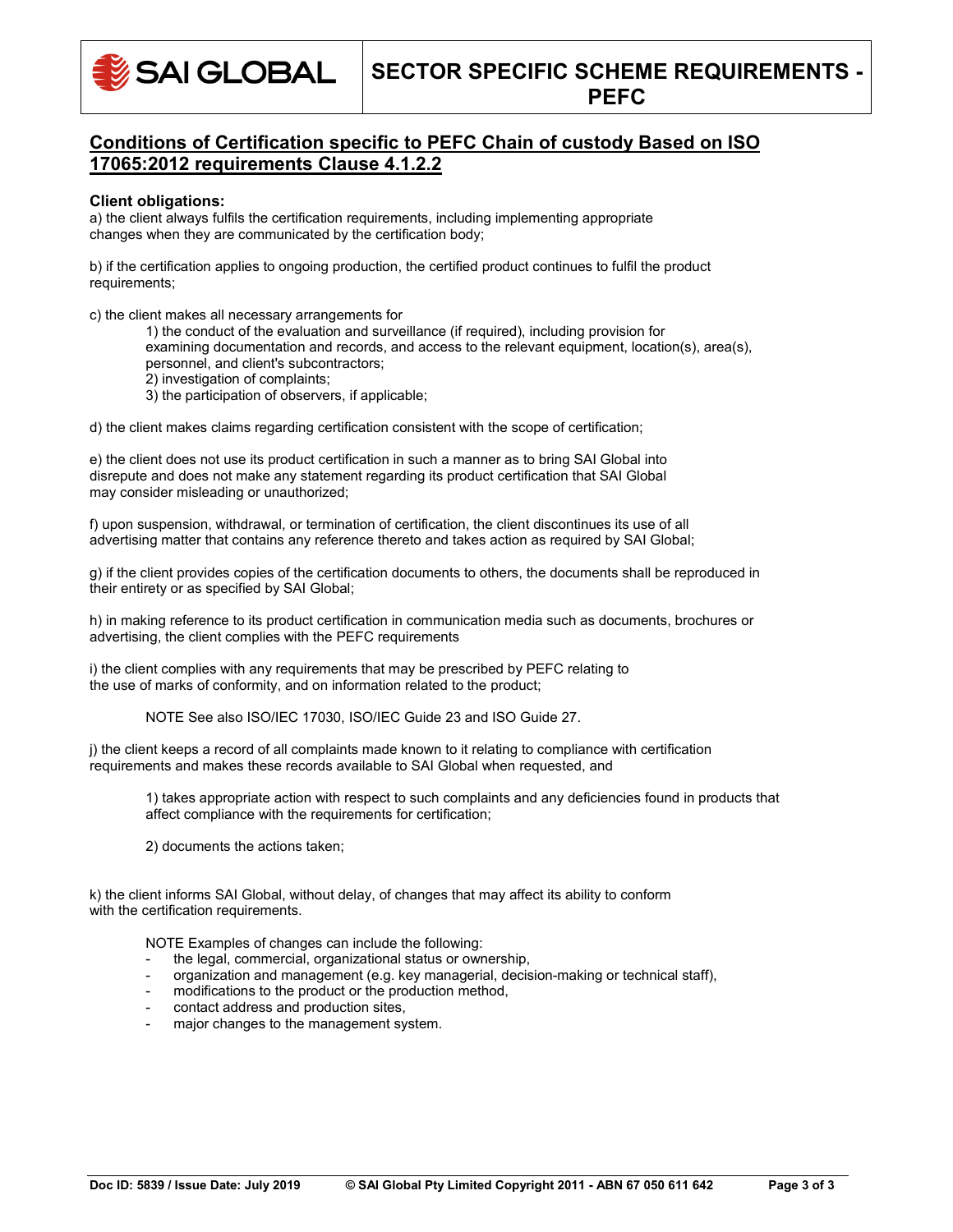## Conditions of Certification specific to PEFC Chain of custody Based on ISO 17065:2012 requirements Clause 4.1.2.2

**Client obligations:**

a) the client always fulfils the certification requirements, including implementing appropriate changes when they are communicated by the certification body;

b) if the certification applies to ongoing production, the certified product continues to fulfil the product requirements;

c) the client makes all necessary arrangements for

1) the conduct of the evaluation and surveillance (if required), including provision for examining documentation and records, and access to the relevant equipment, location(s), area(s), personnel, and client's subcontractors;
2) investigation of complaints;
3) the participation of observers, if applicable;

d) the client makes claims regarding certification consistent with the scope of certification;

e) the client does not use its product certification in such a manner as to bring SAI Global into disrepute and does not make any statement regarding its product certification that SAI Global may consider misleading or unauthorized;

f) upon suspension, withdrawal, or termination of certification, the client discontinues its use of all advertising matter that contains any reference thereto and takes action as required by SAI Global;

g) if the client provides copies of the certification documents to others, the documents shall be reproduced in their entirety or as specified by SAI Global;

h) in making reference to its product certification in communication media such as documents, brochures or advertising, the client complies with the PEFC requirements

i) the client complies with any requirements that may be prescribed by PEFC relating to the use of marks of conformity, and on information related to the product;

NOTE See also ISO/IEC 17030, ISO/IEC Guide 23 and ISO Guide 27.

j) the client keeps a record of all complaints made known to it relating to compliance with certification requirements and makes these records available to SAI Global when requested, and

1) takes appropriate action with respect to such complaints and any deficiencies found in products that affect compliance with the requirements for certification;

2) documents the actions taken;

k) the client informs SAI Global, without delay, of changes that may affect its ability to conform with the certification requirements.

NOTE Examples of changes can include the following:

- the legal, commercial, organizational status or ownership,
- organization and management (e.g. key managerial, decision-making or technical staff),
- modifications to the product or the production method,
- contact address and production sites,
- major changes to the management system.